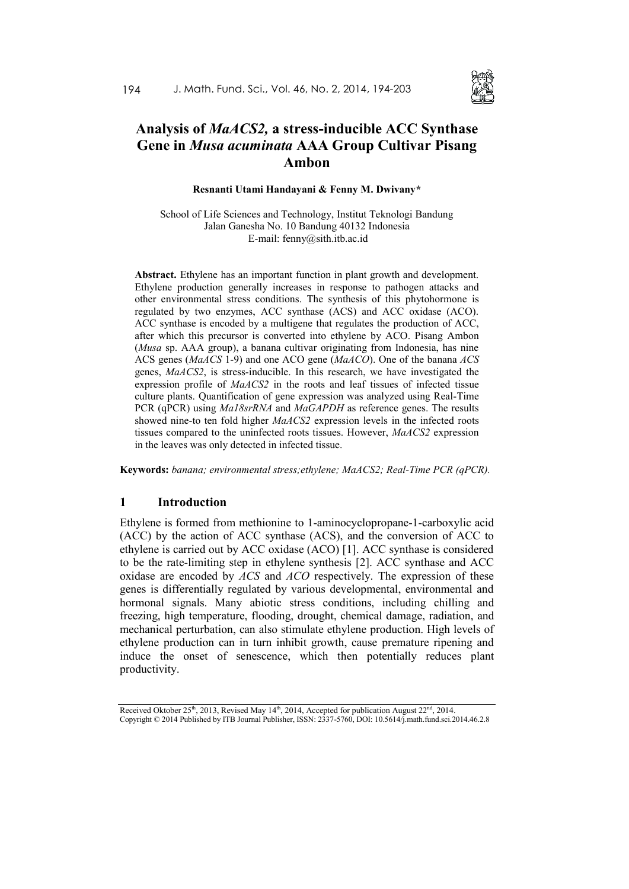# Analysis of *MaACS2,* a stress-inducible ACC Synthase Gene in *Musa acuminata* AAA Group Cultivar Pisang Ambon

**Resnanti Utami Handayani & Fenny M. Dwivany***

School of Life Sciences and Technology, Institut Teknologi Bandung
Jalan Ganesha No. 10 Bandung 40132 Indonesia
E-mail: fenny@sith.itb.ac.id

**Abstract.** Ethylene has an important function in plant growth and development. Ethylene production generally increases in response to pathogen attacks and other environmental stress conditions. The synthesis of this phytohormone is regulated by two enzymes, ACC synthase (ACS) and ACC oxidase (ACO). ACC synthase is encoded by a multigene that regulates the production of ACC, after which this precursor is converted into ethylene by ACO. Pisang Ambon (*Musa* sp. AAA group), a banana cultivar originating from Indonesia, has nine ACS genes (*MaACS* 1-9) and one ACO gene (*MaACO*). One of the banana *ACS* genes, *MaACS2*, is stress-inducible. In this research, we have investigated the expression profile of *MaACS2* in the roots and leaf tissues of infected tissue culture plants. Quantification of gene expression was analyzed using Real-Time PCR (qPCR) using *Ma18srRNA* and *MaGAPDH* as reference genes. The results showed nine-to ten fold higher *MaACS2* expression levels in the infected roots tissues compared to the uninfected roots tissues. However, *MaACS2* expression in the leaves was only detected in infected tissue.

**Keywords:** *banana; environmental stress;ethylene; MaACS2; Real-Time PCR (qPCR).*

## 1 Introduction

Ethylene is formed from methionine to 1-aminocyclopropane-1-carboxylic acid (ACC) by the action of ACC synthase (ACS), and the conversion of ACC to ethylene is carried out by ACC oxidase (ACO) [1]. ACC synthase is considered to be the rate-limiting step in ethylene synthesis [2]. ACC synthase and ACC oxidase are encoded by *ACS* and *ACO* respectively. The expression of these genes is differentially regulated by various developmental, environmental and hormonal signals. Many abiotic stress conditions, including chilling and freezing, high temperature, flooding, drought, chemical damage, radiation, and mechanical perturbation, can also stimulate ethylene production. High levels of ethylene production can in turn inhibit growth, cause premature ripening and induce the onset of senescence, which then potentially reduces plant productivity.

Received Oktober 25th, 2013, Revised May 14th, 2014, Accepted for publication August 22nd, 2014.
Copyright © 2014 Published by ITB Journal Publisher, ISSN: 2337-5760, DOI: 10.5614/j.math.fund.sci.2014.46.2.8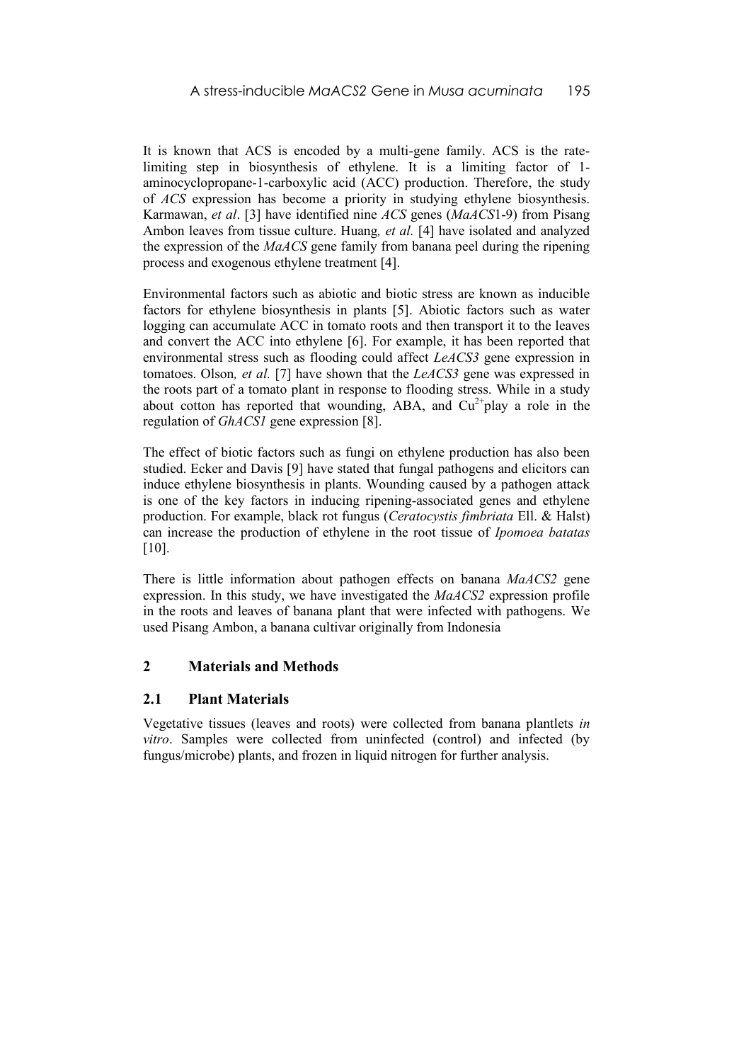It is known that ACS is encoded by a multi-gene family. ACS is the rate-limiting step in biosynthesis of ethylene. It is a limiting factor of 1-aminocyclopropane-1-carboxylic acid (ACC) production. Therefore, the study of *ACS* expression has become a priority in studying ethylene biosynthesis. Karmawan, *et al*. [3] have identified nine *ACS* genes (*MaACS*1-9) from Pisang Ambon leaves from tissue culture. Huang*, et al.* [4] have isolated and analyzed the expression of the *MaACS* gene family from banana peel during the ripening process and exogenous ethylene treatment [4].

Environmental factors such as abiotic and biotic stress are known as inducible factors for ethylene biosynthesis in plants [5]. Abiotic factors such as water logging can accumulate ACC in tomato roots and then transport it to the leaves and convert the ACC into ethylene [6]. For example, it has been reported that environmental stress such as flooding could affect *LeACS3* gene expression in tomatoes. Olson*, et al.* [7] have shown that the *LeACS3* gene was expressed in the roots part of a tomato plant in response to flooding stress. While in a study about cotton has reported that wounding, ABA, and $Cu^{2+}$play a role in the regulation of *GhACS1* gene expression [8].

The effect of biotic factors such as fungi on ethylene production has also been studied. Ecker and Davis [9] have stated that fungal pathogens and elicitors can induce ethylene biosynthesis in plants. Wounding caused by a pathogen attack is one of the key factors in inducing ripening-associated genes and ethylene production. For example, black rot fungus (*Ceratocystis fimbriata* Ell. & Halst) can increase the production of ethylene in the root tissue of *Ipomoea batatas* [10].

There is little information about pathogen effects on banana *MaACS2* gene expression. In this study, we have investigated the *MaACS2* expression profile in the roots and leaves of banana plant that were infected with pathogens. We used Pisang Ambon, a banana cultivar originally from Indonesia

## 2 Materials and Methods

### 2.1 Plant Materials

Vegetative tissues (leaves and roots) were collected from banana plantlets *in vitro*. Samples were collected from uninfected (control) and infected (by fungus/microbe) plants, and frozen in liquid nitrogen for further analysis.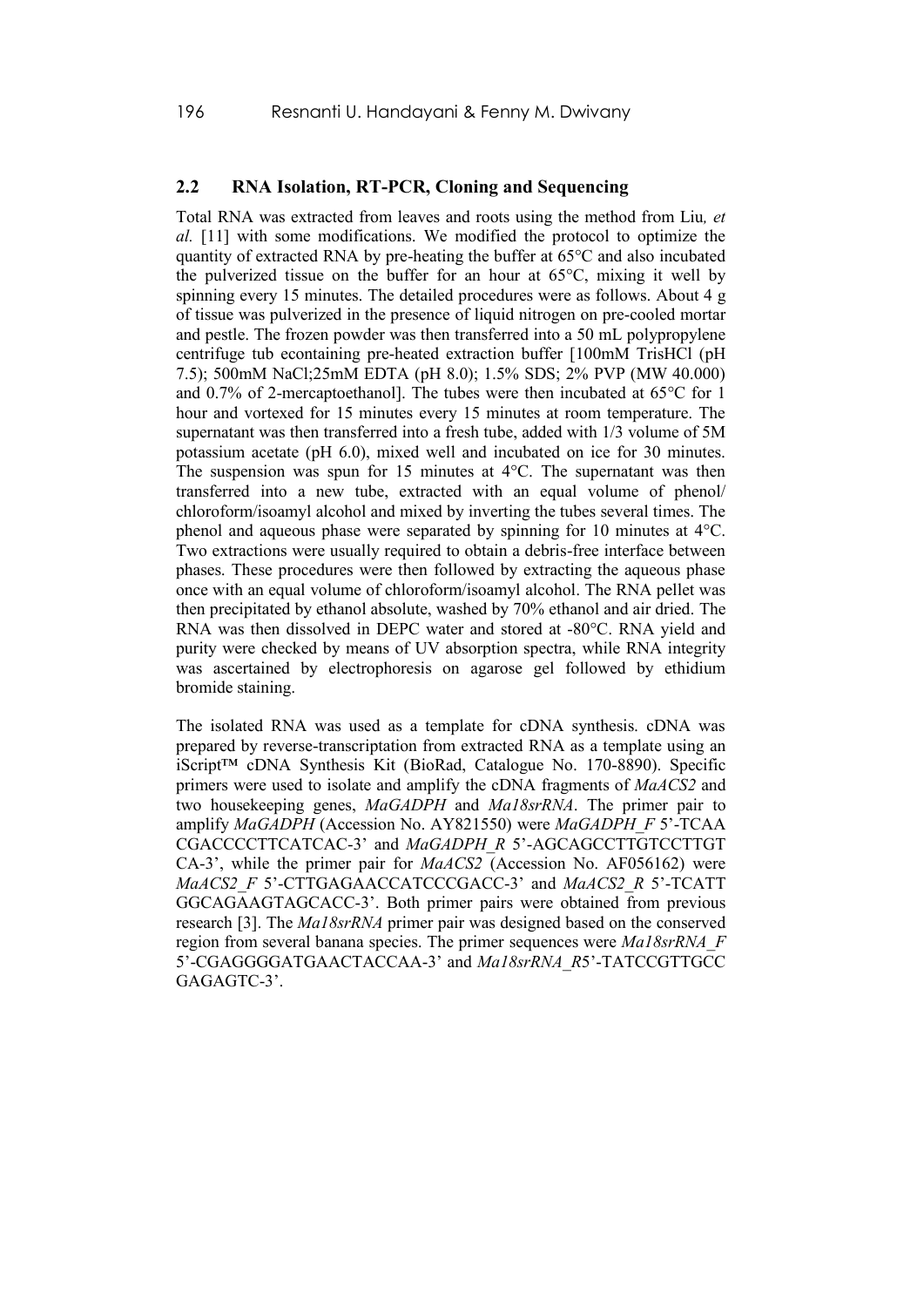## 2.2 RNA Isolation, RT-PCR, Cloning and Sequencing

Total RNA was extracted from leaves and roots using the method from Liu*, et al.* [11] with some modifications. We modified the protocol to optimize the quantity of extracted RNA by pre-heating the buffer at 65°C and also incubated the pulverized tissue on the buffer for an hour at 65°C, mixing it well by spinning every 15 minutes. The detailed procedures were as follows. About 4 g of tissue was pulverized in the presence of liquid nitrogen on pre-cooled mortar and pestle. The frozen powder was then transferred into a 50 mL polypropylene centrifuge tub econtaining pre-heated extraction buffer [100mM TrisHCl (pH 7.5); 500mM NaCl;25mM EDTA (pH 8.0); 1.5% SDS; 2% PVP (MW 40.000) and 0.7% of 2-mercaptoethanol]. The tubes were then incubated at 65°C for 1 hour and vortexed for 15 minutes every 15 minutes at room temperature. The supernatant was then transferred into a fresh tube, added with 1/3 volume of 5M potassium acetate (pH 6.0), mixed well and incubated on ice for 30 minutes. The suspension was spun for 15 minutes at 4°C. The supernatant was then transferred into a new tube, extracted with an equal volume of phenol/ chloroform/isoamyl alcohol and mixed by inverting the tubes several times. The phenol and aqueous phase were separated by spinning for 10 minutes at 4°C. Two extractions were usually required to obtain a debris-free interface between phases. These procedures were then followed by extracting the aqueous phase once with an equal volume of chloroform/isoamyl alcohol. The RNA pellet was then precipitated by ethanol absolute, washed by 70% ethanol and air dried. The RNA was then dissolved in DEPC water and stored at -80°C. RNA yield and purity were checked by means of UV absorption spectra, while RNA integrity was ascertained by electrophoresis on agarose gel followed by ethidium bromide staining.

The isolated RNA was used as a template for cDNA synthesis. cDNA was prepared by reverse-transcriptation from extracted RNA as a template using an iScript™ cDNA Synthesis Kit (BioRad, Catalogue No. 170-8890). Specific primers were used to isolate and amplify the cDNA fragments of *MaACS2* and two housekeeping genes, *MaGADPH* and *Ma18srRNA*. The primer pair to amplify *MaGADPH* (Accession No. AY821550) were *MaGADPH_F* 5'-TCAA CGACCCCTTCATCAC-3' and *MaGADPH_R* 5'-AGCAGCCTTGTCCTTGT CA-3', while the primer pair for *MaACS2* (Accession No. AF056162) were *MaACS2_F* 5'-CTTGAGAACCATCCCGACC-3' and *MaACS2_R* 5'-TCATT GGCAGAAGTAGCACC-3'. Both primer pairs were obtained from previous research [3]. The *Ma18srRNA* primer pair was designed based on the conserved region from several banana species. The primer sequences were *Ma18srRNA_F* 5'-CGAGGGGATGAACTACCAA-3' and *Ma18srRNA_R*5'-TATCCGTTGCC GAGAGTC-3'.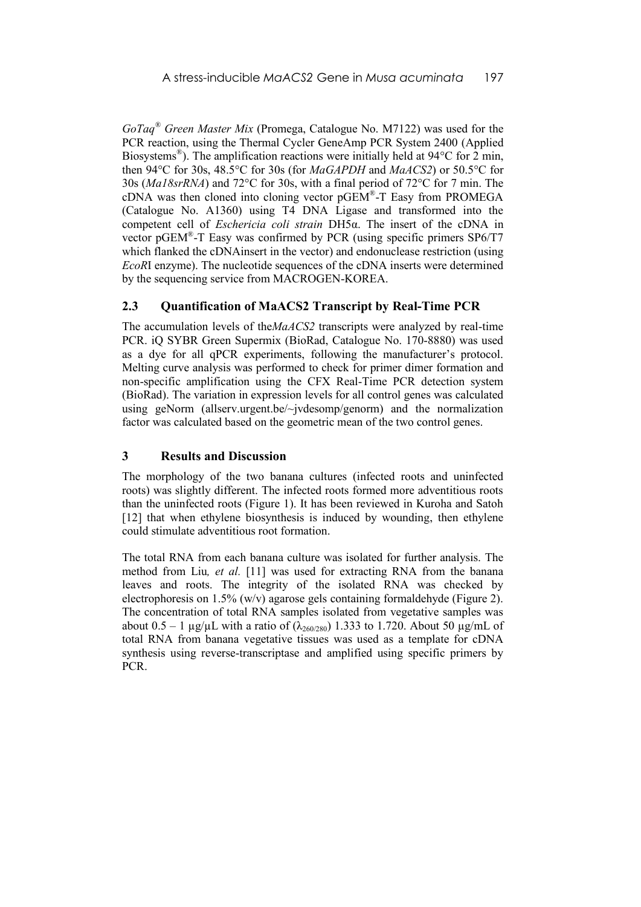*GoTaq® Green Master Mix* (Promega, Catalogue No. M7122) was used for the PCR reaction, using the Thermal Cycler GeneAmp PCR System 2400 (Applied Biosystems®). The amplification reactions were initially held at 94°C for 2 min, then 94°C for 30s, 48.5°C for 30s (for *MaGAPDH* and *MaACS2*) or 50.5°C for 30s (*Ma18srRNA*) and 72°C for 30s, with a final period of 72°C for 7 min. The cDNA was then cloned into cloning vector pGEM®-T Easy from PROMEGA (Catalogue No. A1360) using T4 DNA Ligase and transformed into the competent cell of *Eschericia coli strain* DH5α. The insert of the cDNA in vector pGEM®-T Easy was confirmed by PCR (using specific primers SP6/T7 which flanked the cDNAinsert in the vector) and endonuclease restriction (using *Eco*RI enzyme). The nucleotide sequences of the cDNA inserts were determined by the sequencing service from MACROGEN-KOREA.

### 2.3 Quantification of MaACS2 Transcript by Real-Time PCR

The accumulation levels of the*MaACS2* transcripts were analyzed by real-time PCR. iQ SYBR Green Supermix (BioRad, Catalogue No. 170-8880) was used as a dye for all qPCR experiments, following the manufacturer's protocol. Melting curve analysis was performed to check for primer dimer formation and non-specific amplification using the CFX Real-Time PCR detection system (BioRad). The variation in expression levels for all control genes was calculated using geNorm (allserv.urgent.be/~jvdesomp/genorm) and the normalization factor was calculated based on the geometric mean of the two control genes.

## 3 Results and Discussion

The morphology of the two banana cultures (infected roots and uninfected roots) was slightly different. The infected roots formed more adventitious roots than the uninfected roots (Figure 1). It has been reviewed in Kuroha and Satoh [12] that when ethylene biosynthesis is induced by wounding, then ethylene could stimulate adventitious root formation.

The total RNA from each banana culture was isolated for further analysis. The method from Liu*, et al.* [11] was used for extracting RNA from the banana leaves and roots. The integrity of the isolated RNA was checked by electrophoresis on 1.5% (w/v) agarose gels containing formaldehyde (Figure 2). The concentration of total RNA samples isolated from vegetative samples was about 0.5 – 1 µg/µL with a ratio of ($\lambda_{260/280}$) 1.333 to 1.720. About 50 µg/mL of total RNA from banana vegetative tissues was used as a template for cDNA synthesis using reverse-transcriptase and amplified using specific primers by PCR.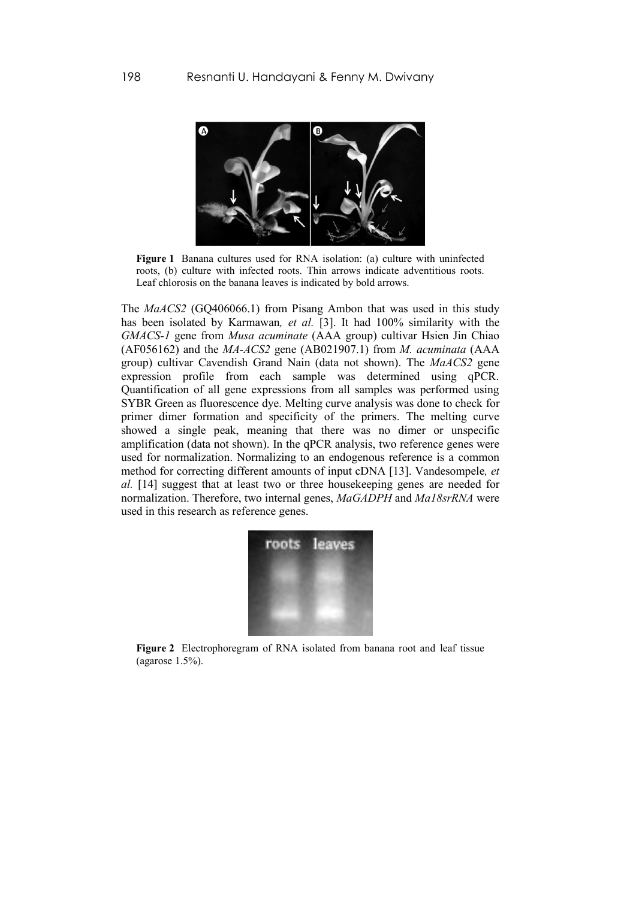**Figure 1** Banana cultures used for RNA isolation: (a) culture with uninfected roots, (b) culture with infected roots. Thin arrows indicate adventitious roots. Leaf chlorosis on the banana leaves is indicated by bold arrows.

The *MaACS2* (GQ406066.1) from Pisang Ambon that was used in this study has been isolated by Karmawan*, et al.* [3]. It had 100% similarity with the *GMACS-1* gene from *Musa acuminate* (AAA group) cultivar Hsien Jin Chiao (AF056162) and the *MA-ACS2* gene (AB021907.1) from *M. acuminata* (AAA group) cultivar Cavendish Grand Nain (data not shown). The *MaACS2* gene expression profile from each sample was determined using qPCR. Quantification of all gene expressions from all samples was performed using SYBR Green as fluorescence dye. Melting curve analysis was done to check for primer dimer formation and specificity of the primers. The melting curve showed a single peak, meaning that there was no dimer or unspecific amplification (data not shown). In the qPCR analysis, two reference genes were used for normalization. Normalizing to an endogenous reference is a common method for correcting different amounts of input cDNA [13]. Vandesompele*, et al.* [14] suggest that at least two or three housekeeping genes are needed for normalization. Therefore, two internal genes, *MaGADPH* and *Ma18srRNA* were used in this research as reference genes.

**Figure 2** Electrophoregram of RNA isolated from banana root and leaf tissue (agarose 1.5%).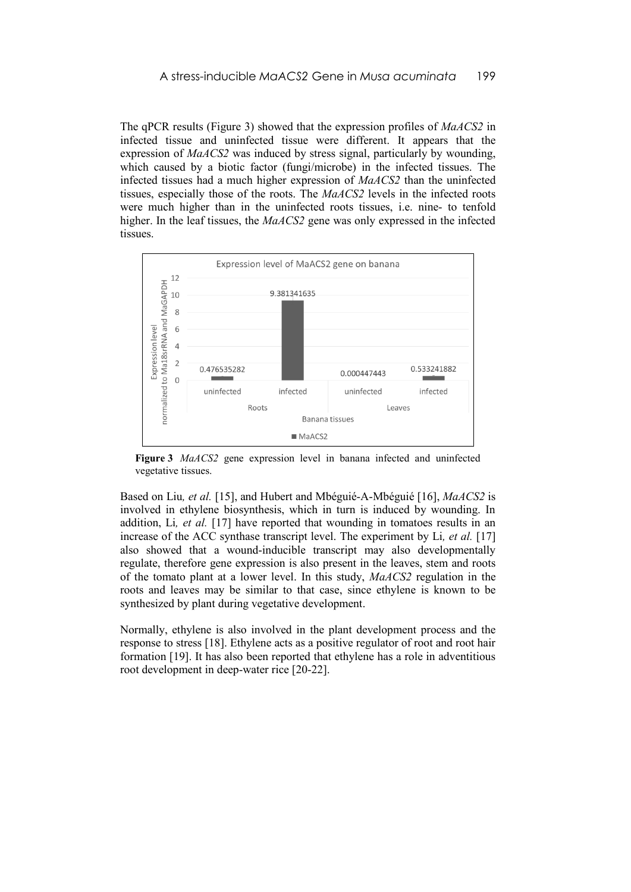The qPCR results (Figure 3) showed that the expression profiles of *MaACS2* in infected tissue and uninfected tissue were different. It appears that the expression of *MaACS2* was induced by stress signal, particularly by wounding, which caused by a biotic factor (fungi/microbe) in the infected tissues. The infected tissues had a much higher expression of *MaACS2* than the uninfected tissues, especially those of the roots. The *MaACS2* levels in the infected roots were much higher than in the uninfected roots tissues, i.e. nine- to tenfold higher. In the leaf tissues, the *MaACS2* gene was only expressed in the infected tissues.

**Figure 3** *MaACS2* gene expression level in banana infected and uninfected vegetative tissues.

Based on Liu*, et al.* [15], and Hubert and Mbéguié-A-Mbéguié [16], *MaACS2* is involved in ethylene biosynthesis, which in turn is induced by wounding. In addition, Li*, et al.* [17] have reported that wounding in tomatoes results in an increase of the ACC synthase transcript level. The experiment by Li*, et al.* [17] also showed that a wound-inducible transcript may also developmentally regulate, therefore gene expression is also present in the leaves, stem and roots of the tomato plant at a lower level. In this study, *MaACS2* regulation in the roots and leaves may be similar to that case, since ethylene is known to be synthesized by plant during vegetative development.

Normally, ethylene is also involved in the plant development process and the response to stress [18]. Ethylene acts as a positive regulator of root and root hair formation [19]. It has also been reported that ethylene has a role in adventitious root development in deep-water rice [20-22].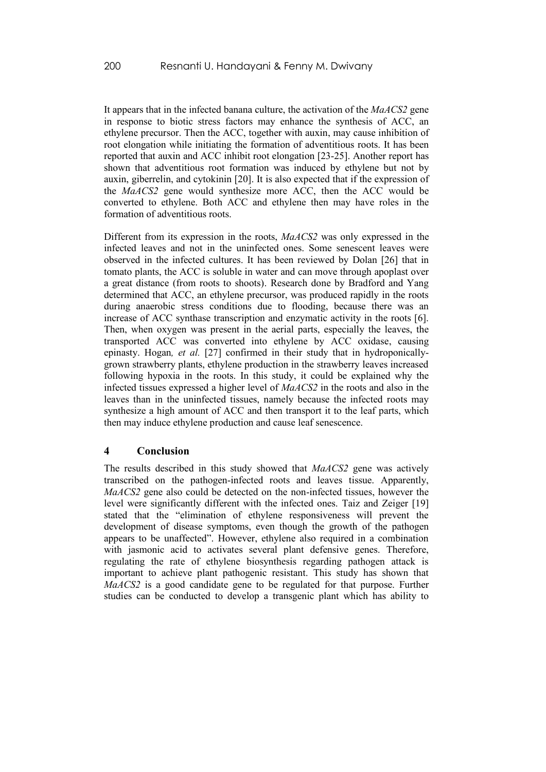It appears that in the infected banana culture, the activation of the *MaACS2* gene in response to biotic stress factors may enhance the synthesis of ACC, an ethylene precursor. Then the ACC, together with auxin, may cause inhibition of root elongation while initiating the formation of adventitious roots. It has been reported that auxin and ACC inhibit root elongation [23-25]. Another report has shown that adventitious root formation was induced by ethylene but not by auxin, giberrelin, and cytokinin [20]. It is also expected that if the expression of the *MaACS2* gene would synthesize more ACC, then the ACC would be converted to ethylene. Both ACC and ethylene then may have roles in the formation of adventitious roots.

Different from its expression in the roots, *MaACS2* was only expressed in the infected leaves and not in the uninfected ones. Some senescent leaves were observed in the infected cultures. It has been reviewed by Dolan [26] that in tomato plants, the ACC is soluble in water and can move through apoplast over a great distance (from roots to shoots). Research done by Bradford and Yang determined that ACC, an ethylene precursor, was produced rapidly in the roots during anaerobic stress conditions due to flooding, because there was an increase of ACC synthase transcription and enzymatic activity in the roots [6]. Then, when oxygen was present in the aerial parts, especially the leaves, the transported ACC was converted into ethylene by ACC oxidase, causing epinasty. Hogan*, et al.* [27] confirmed in their study that in hydroponically-grown strawberry plants, ethylene production in the strawberry leaves increased following hypoxia in the roots. In this study, it could be explained why the infected tissues expressed a higher level of *MaACS2* in the roots and also in the leaves than in the uninfected tissues, namely because the infected roots may synthesize a high amount of ACC and then transport it to the leaf parts, which then may induce ethylene production and cause leaf senescence.

## 4 Conclusion

The results described in this study showed that *MaACS2* gene was actively transcribed on the pathogen-infected roots and leaves tissue. Apparently, *MaACS2* gene also could be detected on the non-infected tissues, however the level were significantly different with the infected ones. Taiz and Zeiger [19] stated that the "elimination of ethylene responsiveness will prevent the development of disease symptoms, even though the growth of the pathogen appears to be unaffected". However, ethylene also required in a combination with jasmonic acid to activates several plant defensive genes. Therefore, regulating the rate of ethylene biosynthesis regarding pathogen attack is important to achieve plant pathogenic resistant. This study has shown that *MaACS2* is a good candidate gene to be regulated for that purpose. Further studies can be conducted to develop a transgenic plant which has ability to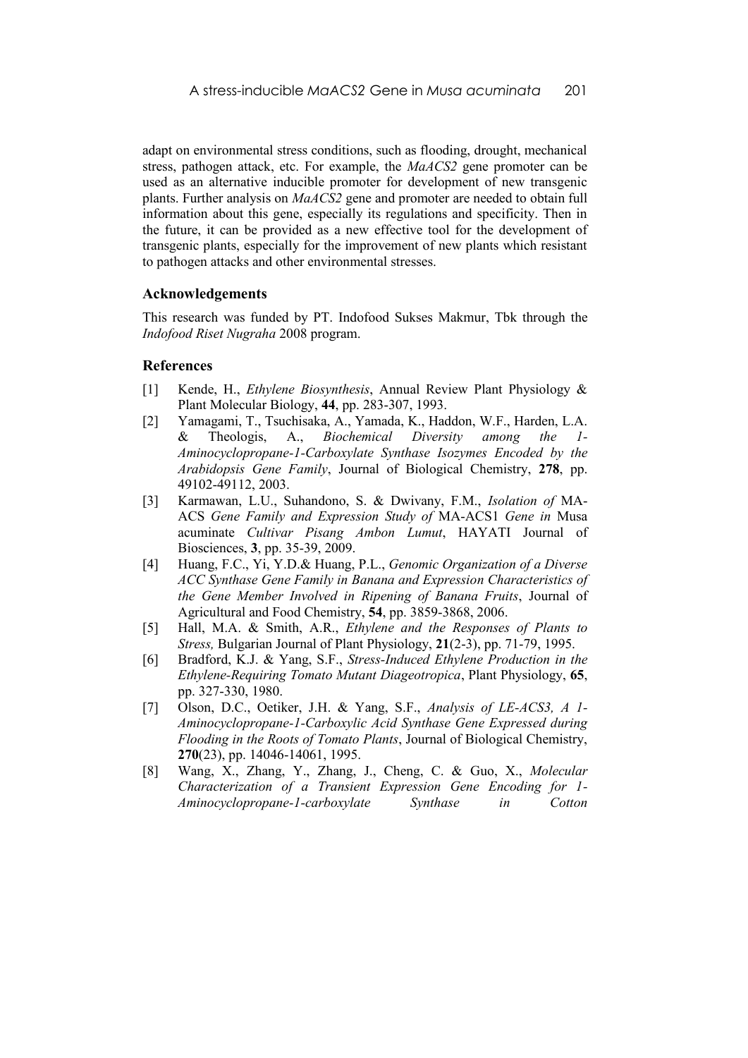adapt on environmental stress conditions, such as flooding, drought, mechanical stress, pathogen attack, etc. For example, the *MaACS2* gene promoter can be used as an alternative inducible promoter for development of new transgenic plants. Further analysis on *MaACS2* gene and promoter are needed to obtain full information about this gene, especially its regulations and specificity. Then in the future, it can be provided as a new effective tool for the development of transgenic plants, especially for the improvement of new plants which resistant to pathogen attacks and other environmental stresses.

## Acknowledgements

This research was funded by PT. Indofood Sukses Makmur, Tbk through the *Indofood Riset Nugraha* 2008 program.

## References

[1] Kende, H., *Ethylene Biosynthesis*, Annual Review Plant Physiology & Plant Molecular Biology, **44**, pp. 283-307, 1993.

[2] Yamagami, T., Tsuchisaka, A., Yamada, K., Haddon, W.F., Harden, L.A. & Theologis, A., *Biochemical Diversity among the 1-Aminocyclopropane-1-Carboxylate Synthase Isozymes Encoded by the Arabidopsis Gene Family*, Journal of Biological Chemistry, **278**, pp. 49102-49112, 2003.

[3] Karmawan, L.U., Suhandono, S. & Dwivany, F.M., *Isolation of* MA-ACS *Gene Family and Expression Study of* MA-ACS1 *Gene in* Musa acuminate *Cultivar Pisang Ambon Lumut*, HAYATI Journal of Biosciences, **3**, pp. 35-39, 2009.

[4] Huang, F.C., Yi, Y.D.& Huang, P.L., *Genomic Organization of a Diverse ACC Synthase Gene Family in Banana and Expression Characteristics of the Gene Member Involved in Ripening of Banana Fruits*, Journal of Agricultural and Food Chemistry, **54**, pp. 3859-3868, 2006.

[5] Hall, M.A. & Smith, A.R., *Ethylene and the Responses of Plants to Stress,* Bulgarian Journal of Plant Physiology, **21**(2-3), pp. 71-79, 1995.

[6] Bradford, K.J. & Yang, S.F., *Stress-Induced Ethylene Production in the Ethylene-Requiring Tomato Mutant Diageotropica*, Plant Physiology, **65**, pp. 327-330, 1980.

[7] Olson, D.C., Oetiker, J.H. & Yang, S.F., *Analysis of LE-ACS3, A 1-Aminocyclopropane-1-Carboxylic Acid Synthase Gene Expressed during Flooding in the Roots of Tomato Plants*, Journal of Biological Chemistry, **270**(23), pp. 14046-14061, 1995.

[8] Wang, X., Zhang, Y., Zhang, J., Cheng, C. & Guo, X., *Molecular Characterization of a Transient Expression Gene Encoding for 1-Aminocyclopropane-1-carboxylate Synthase in Cotton*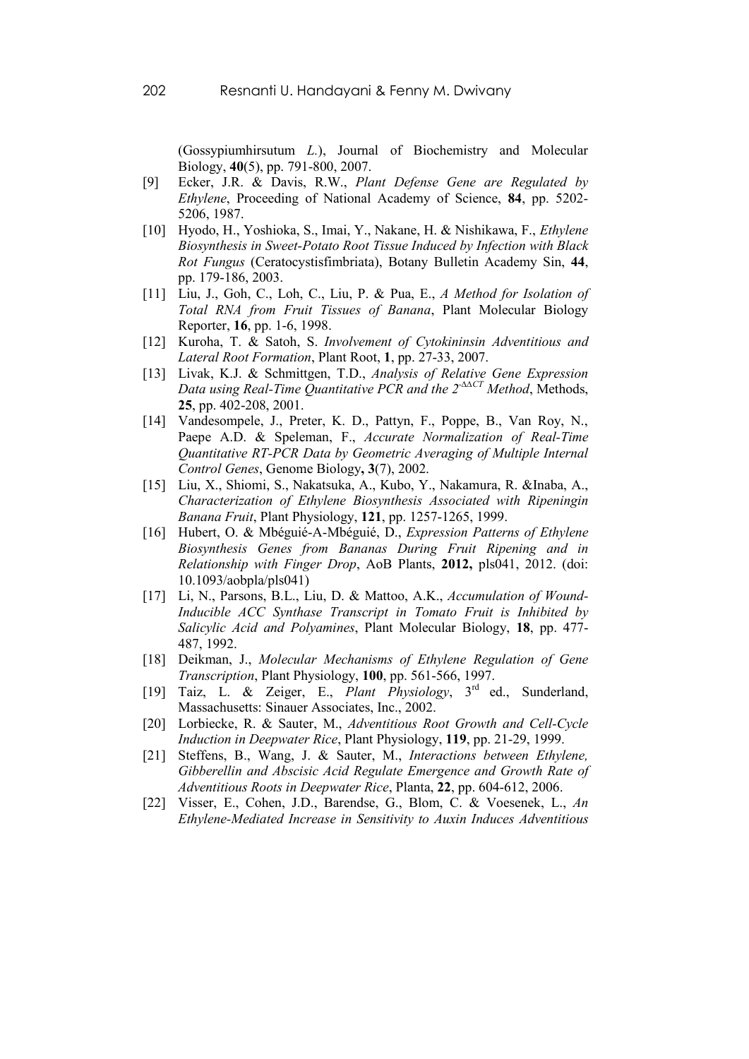(Gossypiumhirsutum *L.*), Journal of Biochemistry and Molecular Biology, **40**(5), pp. 791-800, 2007.

[9] Ecker, J.R. & Davis, R.W., *Plant Defense Gene are Regulated by Ethylene*, Proceeding of National Academy of Science, **84**, pp. 5202-5206, 1987.

[10] Hyodo, H., Yoshioka, S., Imai, Y., Nakane, H. & Nishikawa, F., *Ethylene Biosynthesis in Sweet-Potato Root Tissue Induced by Infection with Black Rot Fungus* (Ceratocystisfimbriata), Botany Bulletin Academy Sin, **44**, pp. 179-186, 2003.

[11] Liu, J., Goh, C., Loh, C., Liu, P. & Pua, E., *A Method for Isolation of Total RNA from Fruit Tissues of Banana*, Plant Molecular Biology Reporter, **16**, pp. 1-6, 1998.

[12] Kuroha, T. & Satoh, S. *Involvement of Cytokininsin Adventitious and Lateral Root Formation*, Plant Root, **1**, pp. 27-33, 2007.

[13] Livak, K.J. & Schmittgen, T.D., *Analysis of Relative Gene Expression Data using Real-Time Quantitative PCR and the $2^{-\Delta\Delta CT}$ Method*, Methods, **25**, pp. 402-208, 2001.

[14] Vandesompele, J., Preter, K. D., Pattyn, F., Poppe, B., Van Roy, N., Paepe A.D. & Speleman, F., *Accurate Normalization of Real-Time Quantitative RT-PCR Data by Geometric Averaging of Multiple Internal Control Genes*, Genome Biology**, 3**(7), 2002.

[15] Liu, X., Shiomi, S., Nakatsuka, A., Kubo, Y., Nakamura, R. &Inaba, A., *Characterization of Ethylene Biosynthesis Associated with Ripeningin Banana Fruit*, Plant Physiology, **121**, pp. 1257-1265, 1999.

[16] Hubert, O. & Mbéguié-A-Mbéguié, D., *Expression Patterns of Ethylene Biosynthesis Genes from Bananas During Fruit Ripening and in Relationship with Finger Drop*, AoB Plants, **2012,** pls041, 2012. (doi: 10.1093/aobpla/pls041)

[17] Li, N., Parsons, B.L., Liu, D. & Mattoo, A.K., *Accumulation of Wound-Inducible ACC Synthase Transcript in Tomato Fruit is Inhibited by Salicylic Acid and Polyamines*, Plant Molecular Biology, **18**, pp. 477-487, 1992.

[18] Deikman, J., *Molecular Mechanisms of Ethylene Regulation of Gene Transcription*, Plant Physiology, **100**, pp. 561-566, 1997.

[19] Taiz, L. & Zeiger, E., *Plant Physiology*, 3rd ed., Sunderland, Massachusetts: Sinauer Associates, Inc., 2002.

[20] Lorbiecke, R. & Sauter, M., *Adventitious Root Growth and Cell-Cycle Induction in Deepwater Rice*, Plant Physiology, **119**, pp. 21-29, 1999.

[21] Steffens, B., Wang, J. & Sauter, M., *Interactions between Ethylene, Gibberellin and Abscisic Acid Regulate Emergence and Growth Rate of Adventitious Roots in Deepwater Rice*, Planta, **22**, pp. 604-612, 2006.

[22] Visser, E., Cohen, J.D., Barendse, G., Blom, C. & Voesenek, L., *An Ethylene-Mediated Increase in Sensitivity to Auxin Induces Adventitious*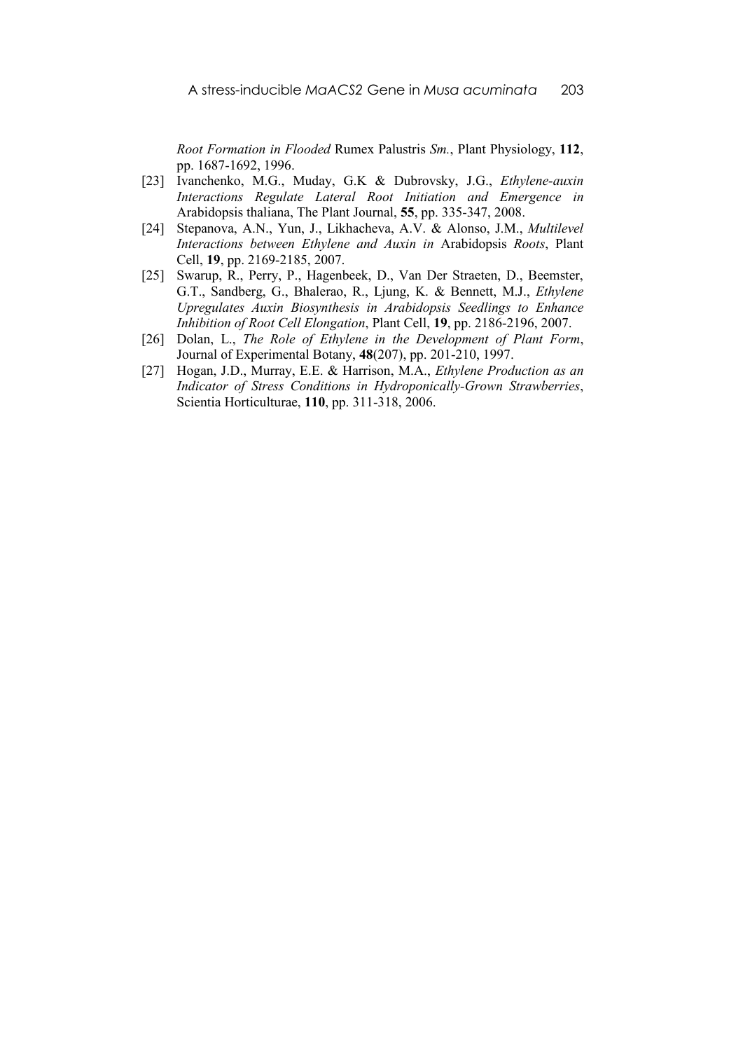*Root Formation in Flooded* Rumex Palustris *Sm.*, Plant Physiology, **112**, pp. 1687-1692, 1996.

[23] Ivanchenko, M.G., Muday, G.K & Dubrovsky, J.G., *Ethylene-auxin Interactions Regulate Lateral Root Initiation and Emergence in* Arabidopsis thaliana, The Plant Journal, **55**, pp. 335-347, 2008.

[24] Stepanova, A.N., Yun, J., Likhacheva, A.V. & Alonso, J.M., *Multilevel Interactions between Ethylene and Auxin in* Arabidopsis *Roots*, Plant Cell, **19**, pp. 2169-2185, 2007.

[25] Swarup, R., Perry, P., Hagenbeek, D., Van Der Straeten, D., Beemster, G.T., Sandberg, G., Bhalerao, R., Ljung, K. & Bennett, M.J., *Ethylene Upregulates Auxin Biosynthesis in Arabidopsis Seedlings to Enhance Inhibition of Root Cell Elongation*, Plant Cell, **19**, pp. 2186-2196, 2007.

[26] Dolan, L., *The Role of Ethylene in the Development of Plant Form*, Journal of Experimental Botany, **48**(207), pp. 201-210, 1997.

[27] Hogan, J.D., Murray, E.E. & Harrison, M.A., *Ethylene Production as an Indicator of Stress Conditions in Hydroponically-Grown Strawberries*, Scientia Horticulturae, **110**, pp. 311-318, 2006.